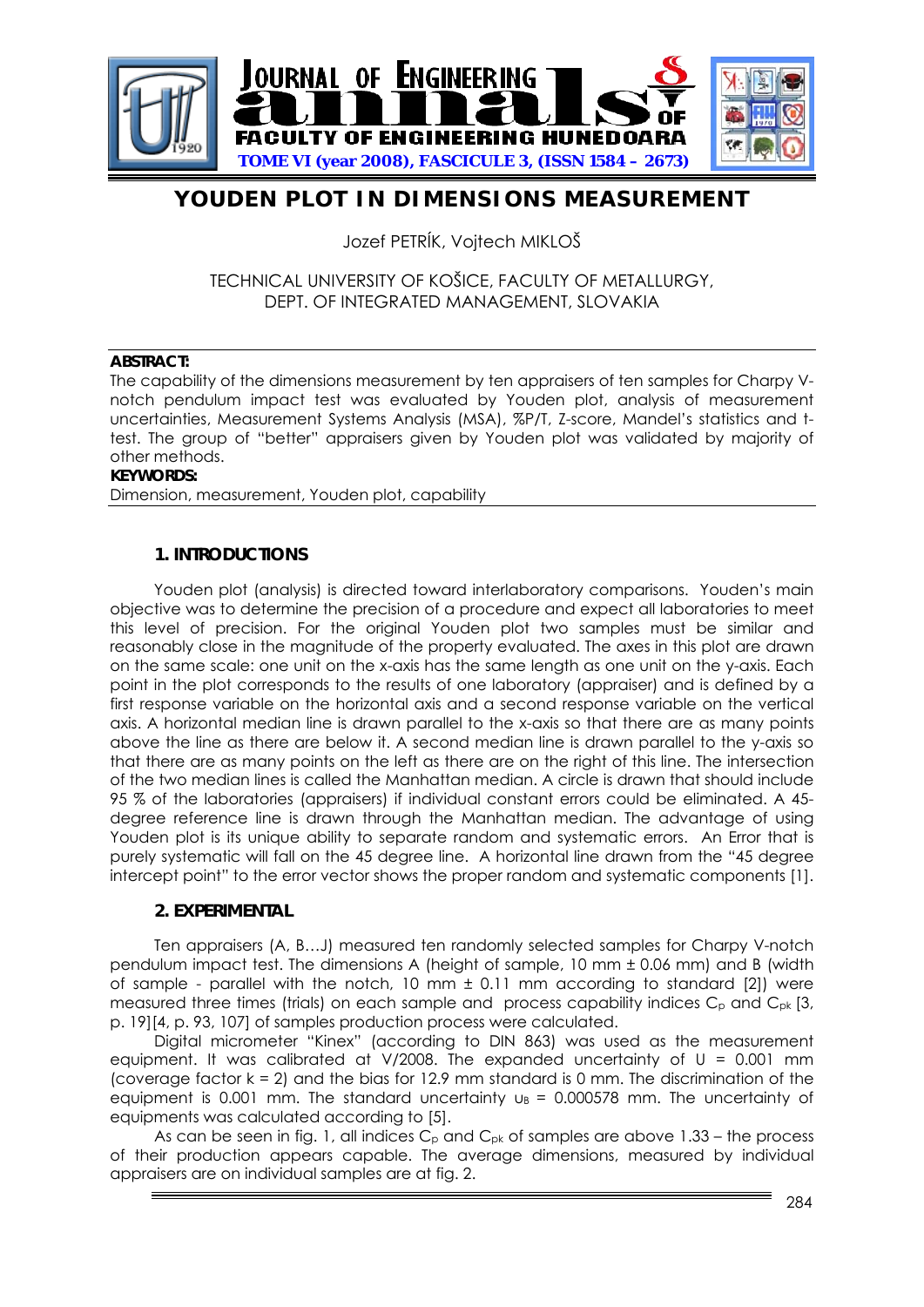# YOUDEN PLOT IN DIMENSIONS MEASUREMENT

Jozef PETRÍK, Vojtech MIKLOŠ

TECHNICAL UNIVERSITY OF KOŠICE, FACULTY OF METALLURGY,
DEPT. OF INTEGRATED MANAGEMENT, SLOVAKIA

**ABSTRACT:**

The capability of the dimensions measurement by ten appraisers of ten samples for Charpy V-notch pendulum impact test was evaluated by Youden plot, analysis of measurement uncertainties, Measurement Systems Analysis (MSA), %P/T, Z-score, Mandel's statistics and t-test. The group of "better" appraisers given by Youden plot was validated by majority of other methods.

**KEYWORDS:**

Dimension, measurement, Youden plot, capability

## 1. INTRODUCTIONS

Youden plot (analysis) is directed toward interlaboratory comparisons. Youden's main objective was to determine the precision of a procedure and expect all laboratories to meet this level of precision. For the original Youden plot two samples must be similar and reasonably close in the magnitude of the property evaluated. The axes in this plot are drawn on the same scale: one unit on the x-axis has the same length as one unit on the y-axis. Each point in the plot corresponds to the results of one laboratory (appraiser) and is defined by a first response variable on the horizontal axis and a second response variable on the vertical axis. A horizontal median line is drawn parallel to the x-axis so that there are as many points above the line as there are below it. A second median line is drawn parallel to the y-axis so that there are as many points on the left as there are on the right of this line. The intersection of the two median lines is called the Manhattan median. A circle is drawn that should include 95 % of the laboratories (appraisers) if individual constant errors could be eliminated. A 45-degree reference line is drawn through the Manhattan median. The advantage of using Youden plot is its unique ability to separate random and systematic errors. An Error that is purely systematic will fall on the 45 degree line. A horizontal line drawn from the "45 degree intercept point" to the error vector shows the proper random and systematic components [1].

## 2. EXPERIMENTAL

Ten appraisers (A, B…J) measured ten randomly selected samples for Charpy V-notch pendulum impact test. The dimensions A (height of sample, 10 mm ± 0.06 mm) and B (width of sample - parallel with the notch, 10 mm ± 0.11 mm according to standard [2]) were measured three times (trials) on each sample and process capability indices $C_p$ and $C_{pk}$ [3, p. 19][4, p. 93, 107] of samples production process were calculated.

Digital micrometer "Kinex" (according to DIN 863) was used as the measurement equipment. It was calibrated at V/2008. The expanded uncertainty of U = 0.001 mm (coverage factor k = 2) and the bias for 12.9 mm standard is 0 mm. The discrimination of the equipment is 0.001 mm. The standard uncertainty $u_B$ = 0.000578 mm. The uncertainty of equipments was calculated according to [5].

As can be seen in fig. 1, all indices $C_p$ and $C_{pk}$ of samples are above 1.33 – the process of their production appears capable. The average dimensions, measured by individual appraisers are on individual samples are at fig. 2.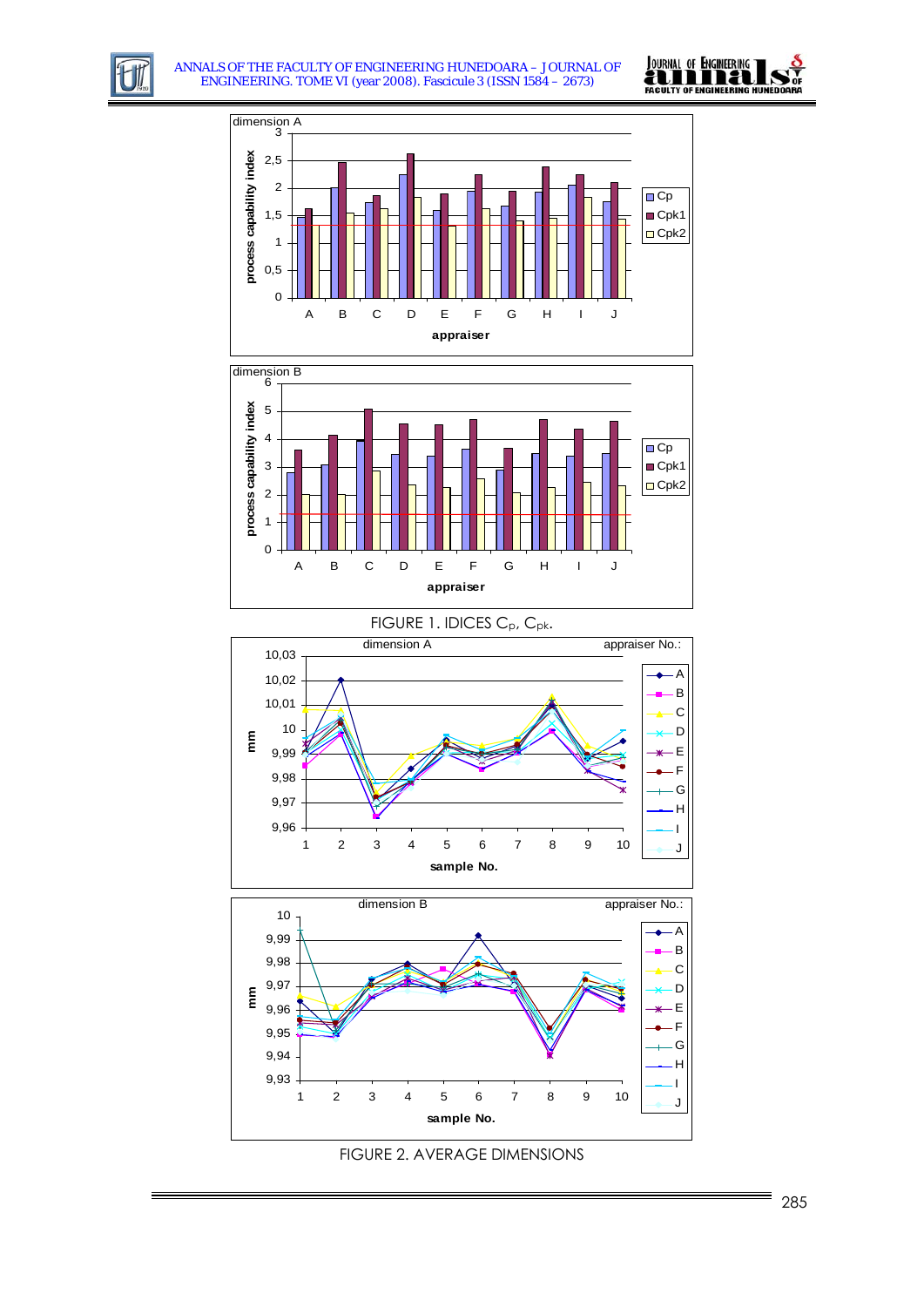FIGURE 1. IDICES $C_p$, $C_{pk}$.

FIGURE 2. AVERAGE DIMENSIONS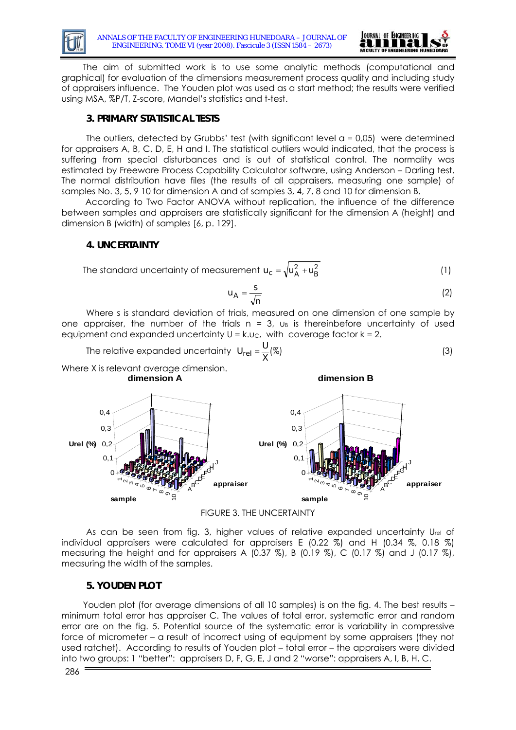The aim of submitted work is to use some analytic methods (computational and graphical) for evaluation of the dimensions measurement process quality and including study of appraisers influence. The Youden plot was used as a start method; the results were verified using MSA, %P/T, Z-score, Mandel's statistics and t-test.

## 3. PRIMARY STATISTICAL TESTS

The outliers, detected by Grubbs' test (with significant level $\alpha = 0{,}05$) were determined for appraisers A, B, C, D, E, H and I. The statistical outliers would indicated, that the process is suffering from special disturbances and is out of statistical control. The normality was estimated by Freeware Process Capability Calculator software, using Anderson – Darling test. The normal distribution have files (the results of all appraisers, measuring one sample) of samples No. 3, 5, 9 10 for dimension A and of samples 3, 4, 7, 8 and 10 for dimension B.

According to Two Factor ANOVA without replication, the influence of the difference between samples and appraisers are statistically significant for the dimension A (height) and dimension B (width) of samples [6, p. 129].

## 4. UNCERTAINTY

The standard uncertainty of measurement $u_C = \sqrt{u_A^2 + u_B^2}$ (1)

$$u_A = \frac{s}{\sqrt{n}} \qquad (2)$$

Where s is standard deviation of trials, measured on one dimension of one sample by one appraiser, the number of the trials $n = 3$, $u_B$ is thereinbefore uncertainty of used equipment and expanded uncertainty $U = k.u_C$, with coverage factor $k = 2$.

The relative expanded uncertainty $U_{rel} = \frac{U}{X}(\%)$ (3)

Where X is relevant average dimension.

FIGURE 3. THE UNCERTAINTY

As can be seen from fig. 3, higher values of relative expanded uncertainty $U_{rel}$ of individual appraisers were calculated for appraisers E (0.22 %) and H (0.34 %, 0.18 %) measuring the height and for appraisers A (0.37 %), B (0.19 %), C (0.17 %) and J (0.17 %), measuring the width of the samples.

## 5. YOUDEN PLOT

Youden plot (for average dimensions of all 10 samples) is on the fig. 4. The best results – minimum total error has appraiser C. The values of total error, systematic error and random error are on the fig. 5. Potential source of the systematic error is variability in compressive force of micrometer – a result of incorrect using of equipment by some appraisers (they not used ratchet). According to results of Youden plot – total error – the appraisers were divided into two groups: 1 "better": appraisers D, F, G, E, J and 2 "worse": appraisers A, I, B, H, C.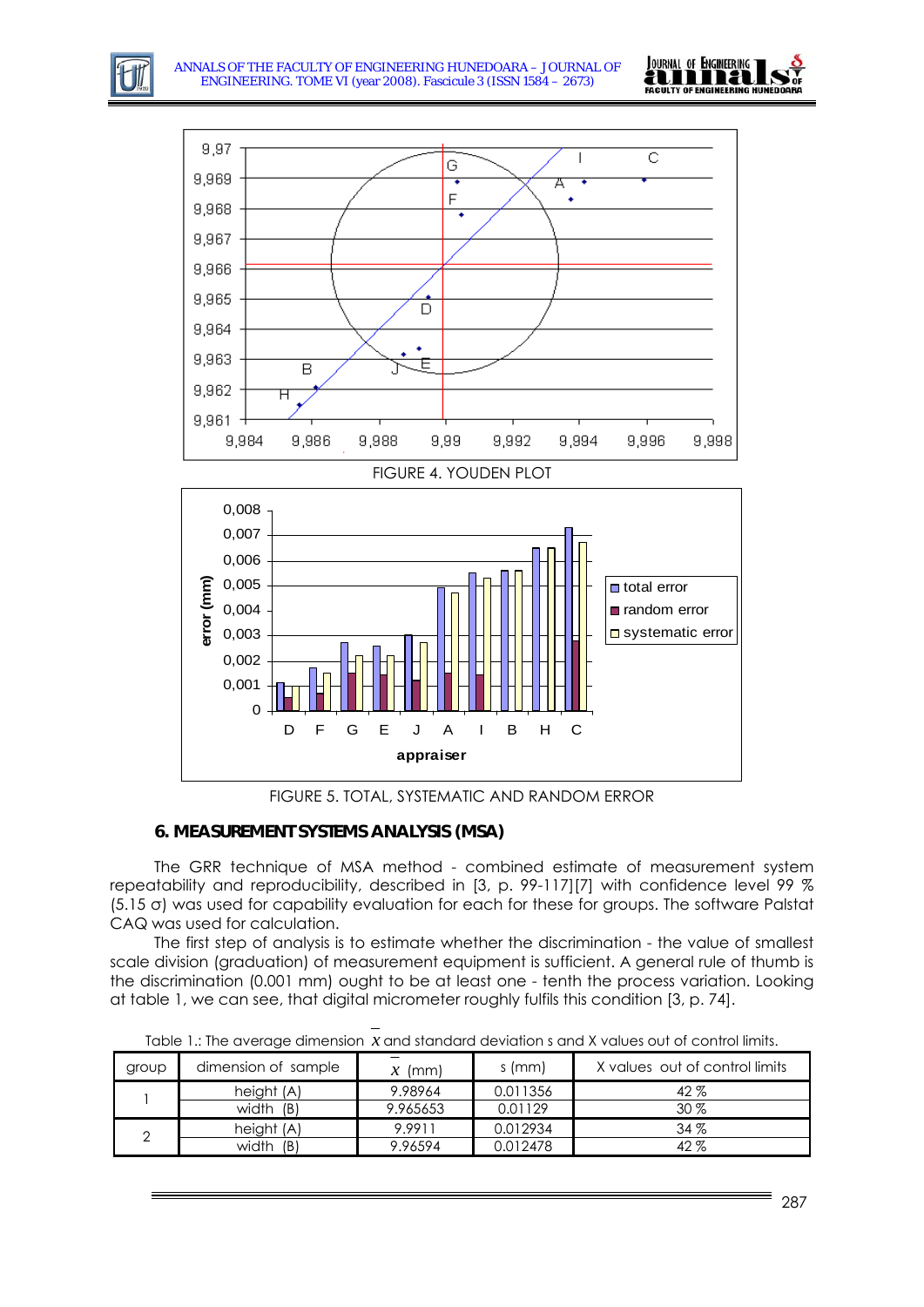FIGURE 4. YOUDEN PLOT

FIGURE 5. TOTAL, SYSTEMATIC AND RANDOM ERROR

### 6. MEASUREMENT SYSTEMS ANALYSIS (MSA)

The GRR technique of MSA method - combined estimate of measurement system repeatability and reproducibility, described in [3, p. 99-117][7] with confidence level 99 % (5.15 σ) was used for capability evaluation for each for these for groups. The software Palstat CAQ was used for calculation.

The first step of analysis is to estimate whether the discrimination - the value of smallest scale division (graduation) of measurement equipment is sufficient. A general rule of thumb is the discrimination (0.001 mm) ought to be at least one - tenth the process variation. Looking at table 1, we can see, that digital micrometer roughly fulfils this condition [3, p. 74].

Table 1.: The average dimension $\bar{x}$ and standard deviation s and X values out of control limits.

| group | dimension of sample | $\bar{x}$ (mm) | s (mm) | X values out of control limits |
|---|---|---|---|---|
| 1 | height (A) | 9.98964 | 0.011356 | 42 % |
| | width (B) | 9.965653 | 0.01129 | 30 % |
| 2 | height (A) | 9.9911 | 0.012934 | 34 % |
| | width (B) | 9.96594 | 0.012478 | 42 % |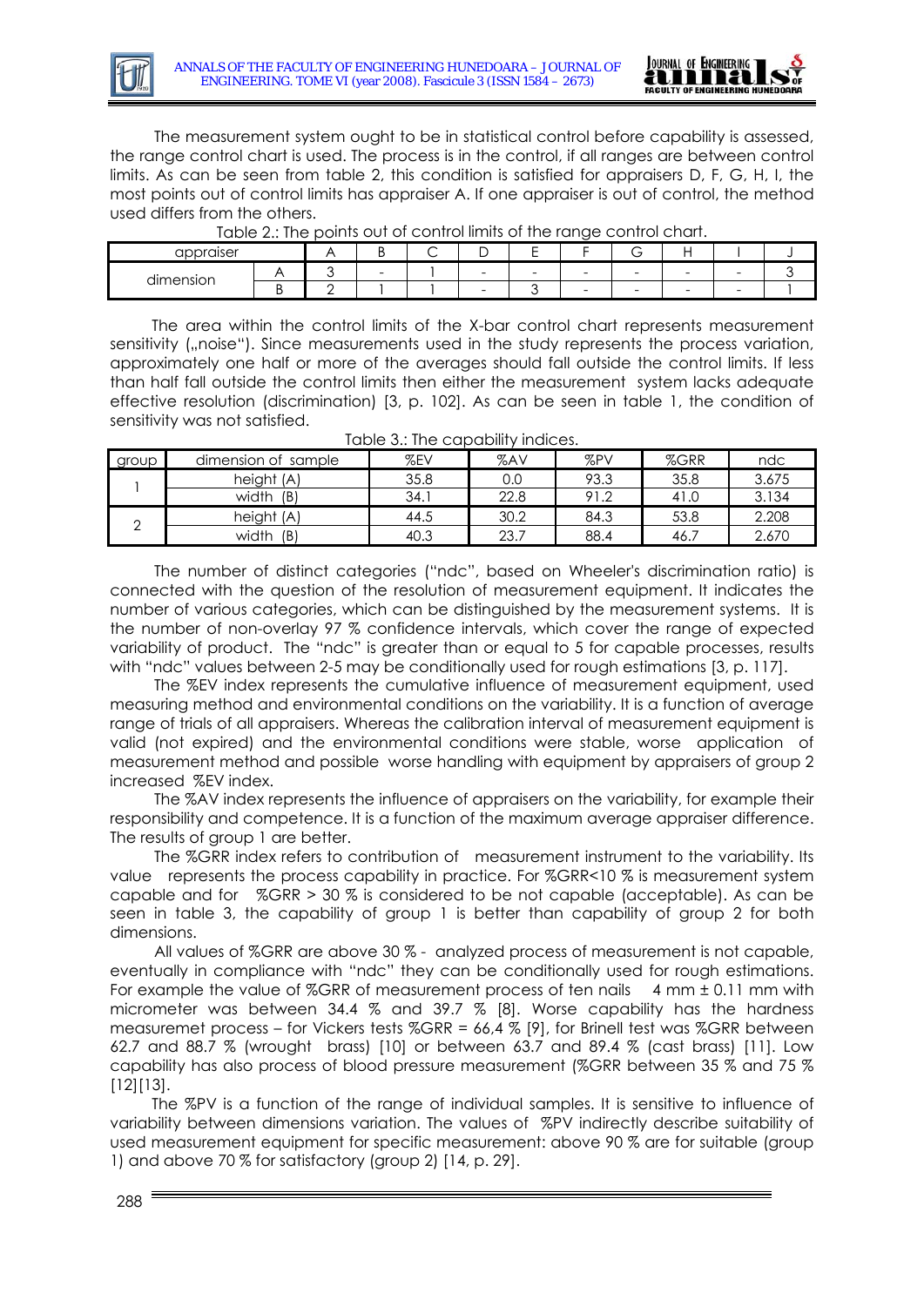The measurement system ought to be in statistical control before capability is assessed, the range control chart is used. The process is in the control, if all ranges are between control limits. As can be seen from table 2, this condition is satisfied for appraisers D, F, G, H, I, the most points out of control limits has appraiser A. If one appraiser is out of control, the method used differs from the others.

Table 2.: The points out of control limits of the range control chart.

| appraiser | | A | B | C | D | E | F | G | H | I | J |
|---|---|---|---|---|---|---|---|---|---|---|---|
| dimension | A | 3 | - | 1 | - | - | - | - | - | - | 3 |
| | B | 2 | 1 | 1 | - | 3 | - | - | - | - | 1 |

The area within the control limits of the X-bar control chart represents measurement sensitivity („noise"). Since measurements used in the study represents the process variation, approximately one half or more of the averages should fall outside the control limits. If less than half fall outside the control limits then either the measurement system lacks adequate effective resolution (discrimination) [3, p. 102]. As can be seen in table 1, the condition of sensitivity was not satisfied.

Table 3.: The capability indices.

| group | dimension of sample | %EV | %AV | %PV | %GRR | ndc |
|---|---|---|---|---|---|---|
| 1 | height (A) | 35.8 | 0.0 | 93.3 | 35.8 | 3.675 |
| | width (B) | 34.1 | 22.8 | 91.2 | 41.0 | 3.134 |
| 2 | height (A) | 44.5 | 30.2 | 84.3 | 53.8 | 2.208 |
| | width (B) | 40.3 | 23.7 | 88.4 | 46.7 | 2.670 |

The number of distinct categories ("ndc", based on Wheeler's discrimination ratio) is connected with the question of the resolution of measurement equipment. It indicates the number of various categories, which can be distinguished by the measurement systems. It is the number of non-overlay 97 % confidence intervals, which cover the range of expected variability of product. The "ndc" is greater than or equal to 5 for capable processes, results with "ndc" values between 2-5 may be conditionally used for rough estimations [3, p. 117].

The %EV index represents the cumulative influence of measurement equipment, used measuring method and environmental conditions on the variability. It is a function of average range of trials of all appraisers. Whereas the calibration interval of measurement equipment is valid (not expired) and the environmental conditions were stable, worse application of measurement method and possible worse handling with equipment by appraisers of group 2 increased %EV index.

The %AV index represents the influence of appraisers on the variability, for example their responsibility and competence. It is a function of the maximum average appraiser difference. The results of group 1 are better.

The %GRR index refers to contribution of measurement instrument to the variability. Its value represents the process capability in practice. For %GRR<10 % is measurement system capable and for %GRR > 30 % is considered to be not capable (acceptable). As can be seen in table 3, the capability of group 1 is better than capability of group 2 for both dimensions.

All values of %GRR are above 30 % - analyzed process of measurement is not capable, eventually in compliance with "ndc" they can be conditionally used for rough estimations. For example the value of %GRR of measurement process of ten nails 4 mm ± 0.11 mm with micrometer was between 34.4 % and 39.7 % [8]. Worse capability has the hardness measuremet process – for Vickers tests %GRR = 66,4 % [9], for Brinell test was %GRR between 62.7 and 88.7 % (wrought brass) [10] or between 63.7 and 89.4 % (cast brass) [11]. Low capability has also process of blood pressure measurement (%GRR between 35 % and 75 % [12][13].

The %PV is a function of the range of individual samples. It is sensitive to influence of variability between dimensions variation. The values of %PV indirectly describe suitability of used measurement equipment for specific measurement: above 90 % are for suitable (group 1) and above 70 % for satisfactory (group 2) [14, p. 29].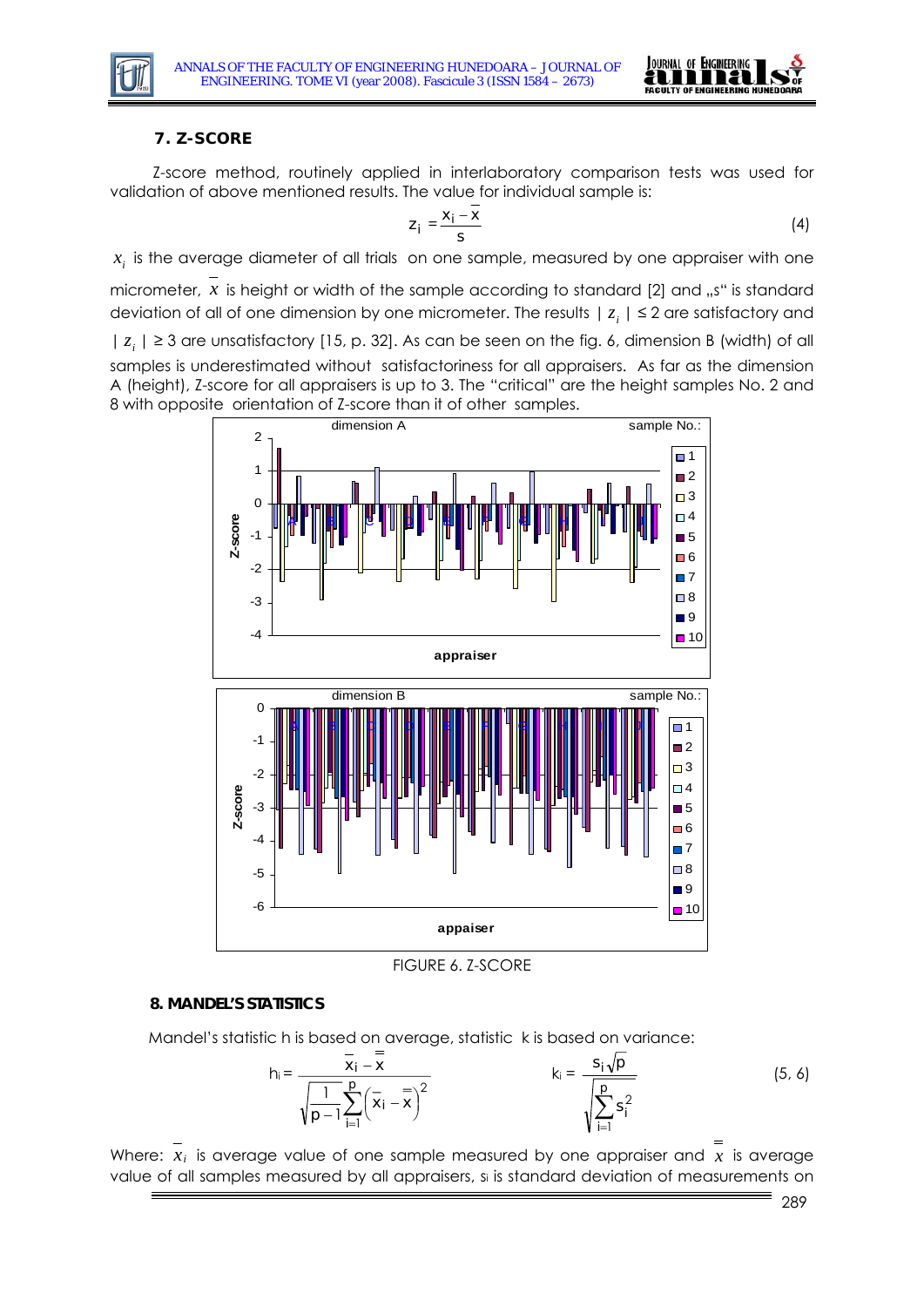## 7. Z-SCORE

Z-score method, routinely applied in interlaboratory comparison tests was used for validation of above mentioned results. The value for individual sample is:

$$z_i = \frac{x_i - \bar{x}}{s} \tag{4}$$

$x_i$ is the average diameter of all trials on one sample, measured by one appraiser with one micrometer, $\bar{x}$ is height or width of the sample according to standard [2] and „s" is standard deviation of all of one dimension by one micrometer. The results $|z_i| \leq 2$ are satisfactory and $|z_i| \geq 3$ are unsatisfactory [15, p. 32]. As can be seen on the fig. 6, dimension B (width) of all samples is underestimated without satisfactoriness for all appraisers. As far as the dimension A (height), Z-score for all appraisers is up to 3. The "critical" are the height samples No. 2 and 8 with opposite orientation of Z-score than it of other samples.

FIGURE 6. Z-SCORE

## 8. MANDEL'S STATISTICS

Mandel's statistic h is based on average, statistic k is based on variance:

$$h_i = \frac{\bar{x}_i - \bar{\bar{x}}}{\sqrt{\frac{1}{p-1}\sum_{i=1}^{p}\left(\bar{x}_i - \bar{\bar{x}}\right)^2}} \qquad\qquad k_i = \frac{s_i\sqrt{p}}{\sqrt{\sum_{i=1}^{p} s_i^2}} \tag{5, 6}$$

Where: $\bar{x}_i$ is average value of one sample measured by one appraiser and $\bar{\bar{x}}$ is average value of all samples measured by all appraisers, $s_i$ is standard deviation of measurements on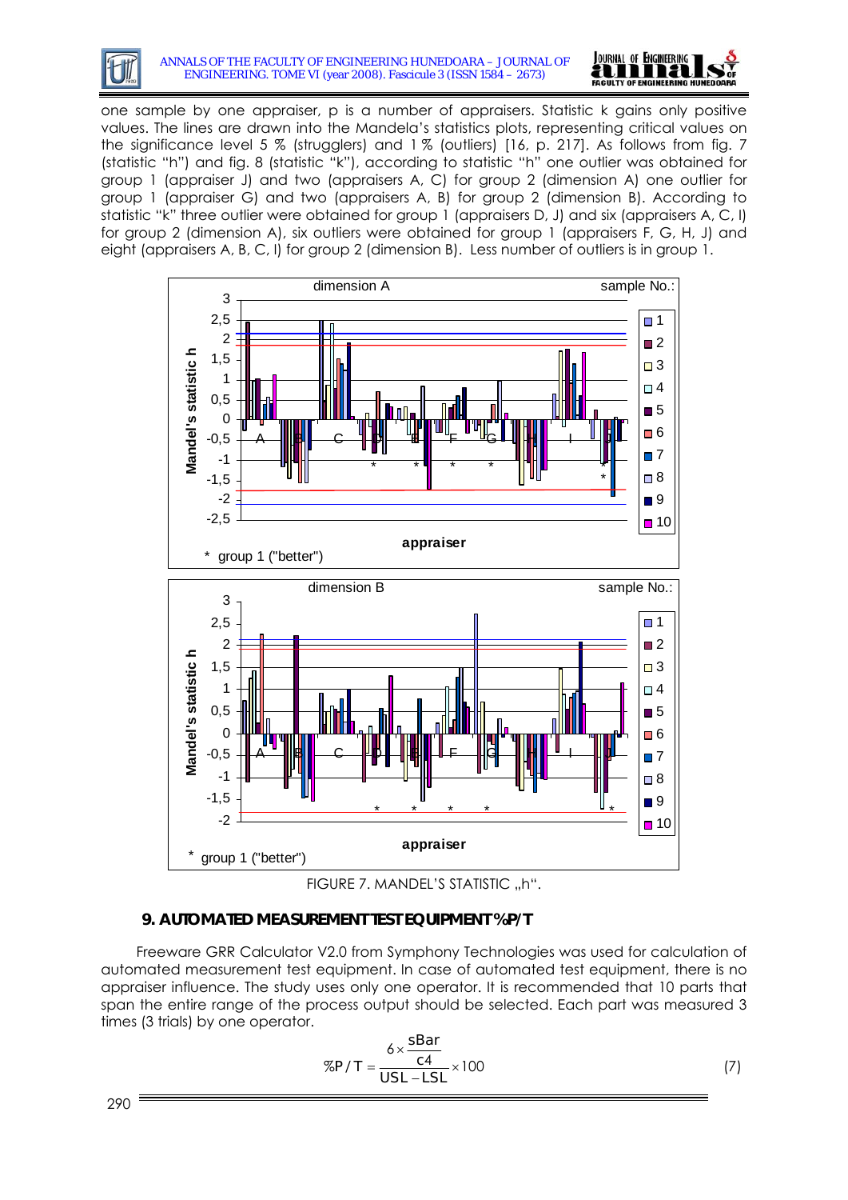one sample by one appraiser, p is a number of appraisers. Statistic k gains only positive values. The lines are drawn into the Mandela's statistics plots, representing critical values on the significance level 5 % (strugglers) and 1 % (outliers) [16, p. 217]. As follows from fig. 7 (statistic "h") and fig. 8 (statistic "k"), according to statistic "h" one outlier was obtained for group 1 (appraiser J) and two (appraisers A, C) for group 2 (dimension A) one outlier for group 1 (appraiser G) and two (appraisers A, B) for group 2 (dimension B). According to statistic "k" three outlier were obtained for group 1 (appraisers D, J) and six (appraisers A, C, I) for group 2 (dimension A), six outliers were obtained for group 1 (appraisers F, G, H, J) and eight (appraisers A, B, C, I) for group 2 (dimension B). Less number of outliers is in group 1.

FIGURE 7. MANDEL'S STATISTIC „h".

## 9. AUTOMATED MEASUREMENT TEST EQUIPMENT %P/T

Freeware GRR Calculator V2.0 from Symphony Technologies was used for calculation of automated measurement test equipment. In case of automated test equipment, there is no appraiser influence. The study uses only one operator. It is recommended that 10 parts that span the entire range of the process output should be selected. Each part was measured 3 times (3 trials) by one operator.

$$\%P/T = \frac{6 \times \frac{sBar}{c4}}{USL - LSL} \times 100 \tag{7}$$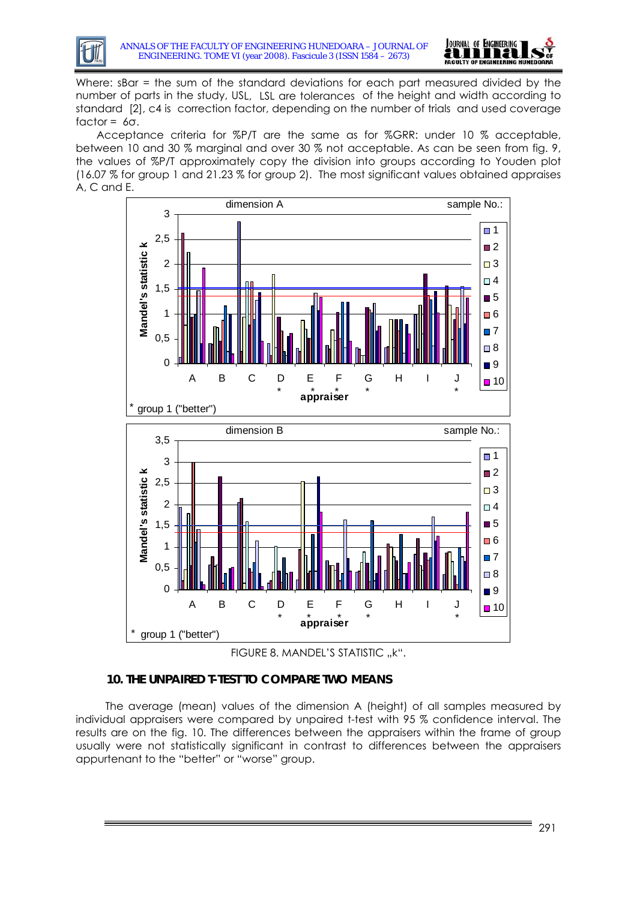Where: sBar = the sum of the standard deviations for each part measured divided by the number of parts in the study, USL, LSL are tolerances of the height and width according to standard [2], c4 is correction factor, depending on the number of trials and used coverage factor = 6σ.

Acceptance criteria for %P/T are the same as for %GRR: under 10 % acceptable, between 10 and 30 % marginal and over 30 % not acceptable. As can be seen from fig. 9, the values of %P/T approximately copy the division into groups according to Youden plot (16.07 % for group 1 and 21.23 % for group 2). The most significant values obtained appraises A, C and E.

FIGURE 8. MANDEL'S STATISTIC „k".

## 10. THE UNPAIRED T-TEST TO COMPARE TWO MEANS

The average (mean) values of the dimension A (height) of all samples measured by individual appraisers were compared by unpaired t-test with 95 % confidence interval. The results are on the fig. 10. The differences between the appraisers within the frame of group usually were not statistically significant in contrast to differences between the appraisers appurtenant to the "better" or "worse" group.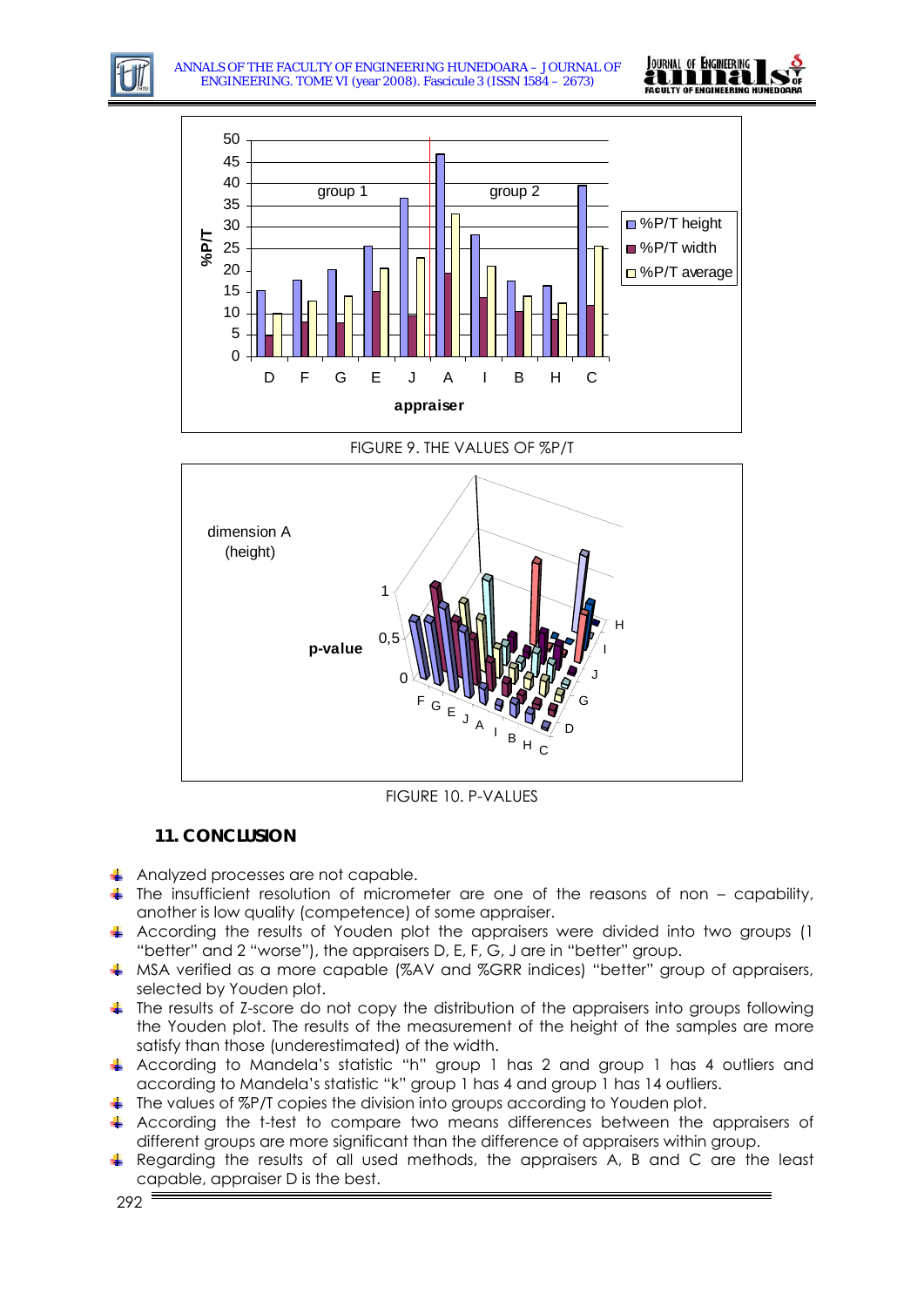FIGURE 9. THE VALUES OF %P/T

FIGURE 10. P-VALUES

## 11. CONCLUSION

- Analyzed processes are not capable.
- The insufficient resolution of micrometer are one of the reasons of non – capability, another is low quality (competence) of some appraiser.
- According the results of Youden plot the appraisers were divided into two groups (1 "better" and 2 "worse"), the appraisers D, E, F, G, J are in "better" group.
- MSA verified as a more capable (%AV and %GRR indices) "better" group of appraisers, selected by Youden plot.
- The results of Z-score do not copy the distribution of the appraisers into groups following the Youden plot. The results of the measurement of the height of the samples are more satisfy than those (underestimated) of the width.
- According to Mandela's statistic "h" group 1 has 2 and group 1 has 4 outliers and according to Mandela's statistic "k" group 1 has 4 and group 1 has 14 outliers.
- The values of %P/T copies the division into groups according to Youden plot.
- According the t-test to compare two means differences between the appraisers of different groups are more significant than the difference of appraisers within group.
- Regarding the results of all used methods, the appraisers A, B and C are the least capable, appraiser D is the best.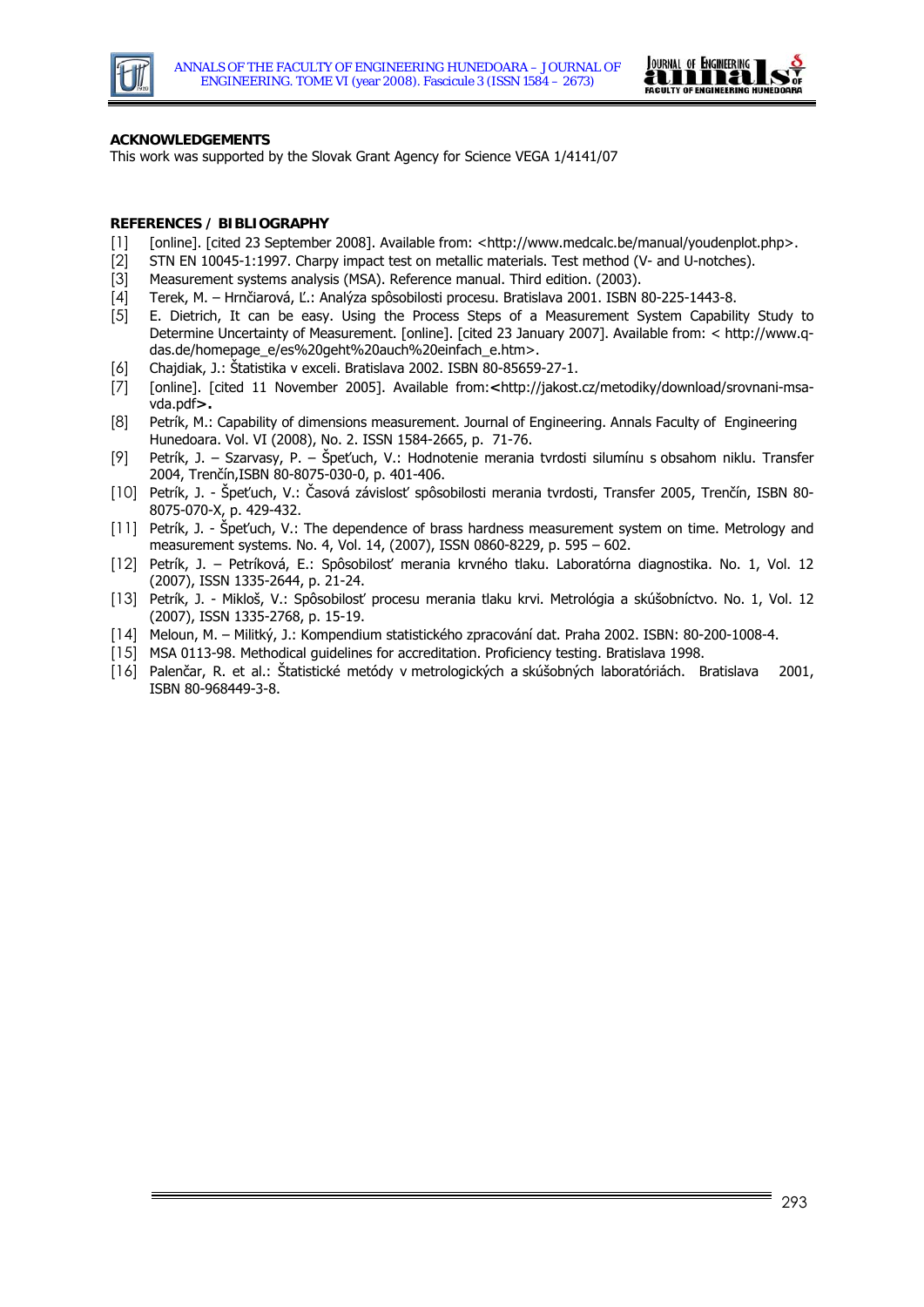**ACKNOWLEDGEMENTS**

This work was supported by the Slovak Grant Agency for Science VEGA 1/4141/07

**REFERENCES / BIBLIOGRAPHY**

[1] [online]. [cited 23 September 2008]. Available from: <http://www.medcalc.be/manual/youdenplot.php>.

[2] STN EN 10045-1:1997. Charpy impact test on metallic materials. Test method (V- and U-notches).

[3] Measurement systems analysis (MSA). Reference manual. Third edition. (2003).

[4] Terek, M. – Hrnčiarová, Ľ.: Analýza spôsobilosti procesu. Bratislava 2001. ISBN 80-225-1443-8.

[5] E. Dietrich, It can be easy. Using the Process Steps of a Measurement System Capability Study to Determine Uncertainty of Measurement. [online]. [cited 23 January 2007]. Available from: < http://www.q-das.de/homepage_e/es%20geht%20auch%20einfach_e.htm>.

[6] Chajdiak, J.: Štatistika v exceli. Bratislava 2002. ISBN 80-85659-27-1.

[7] [online]. [cited 11 November 2005]. Available from:**<**http://jakost.cz/metodiky/download/srovnani-msa-vda.pdf**>.**

[8] Petrík, M.: Capability of dimensions measurement. Journal of Engineering. Annals Faculty of Engineering Hunedoara. Vol. VI (2008), No. 2. ISSN 1584-2665, p. 71-76.

[9] Petrík, J. – Szarvasy, P. – Špeťuch, V.: Hodnotenie merania tvrdosti silumínu s obsahom niklu. Transfer 2004, Trenčín,ISBN 80-8075-030-0, p. 401-406.

[10] Petrík, J. - Špeťuch, V.: Časová závislosť spôsobilosti merania tvrdosti, Transfer 2005, Trenčín, ISBN 80-8075-070-X, p. 429-432.

[11] Petrík, J. - Špeťuch, V.: The dependence of brass hardness measurement system on time. Metrology and measurement systems. No. 4, Vol. 14, (2007), ISSN 0860-8229, p. 595 – 602.

[12] Petrík, J. – Petríková, E.: Spôsobilosť merania krvného tlaku. Laboratórna diagnostika. No. 1, Vol. 12 (2007), ISSN 1335-2644, p. 21-24.

[13] Petrík, J. - Mikloš, V.: Spôsobilosť procesu merania tlaku krvi. Metrológia a skúšobníctvo. No. 1, Vol. 12 (2007), ISSN 1335-2768, p. 15-19.

[14] Meloun, M. – Militký, J.: Kompendium statistického zpracování dat. Praha 2002. ISBN: 80-200-1008-4.

[15] MSA 0113-98. Methodical guidelines for accreditation. Proficiency testing. Bratislava 1998.

[16] Palenčar, R. et al.: Štatistické metódy v metrologických a skúšobných laboratóriách. Bratislava 2001, ISBN 80-968449-3-8.